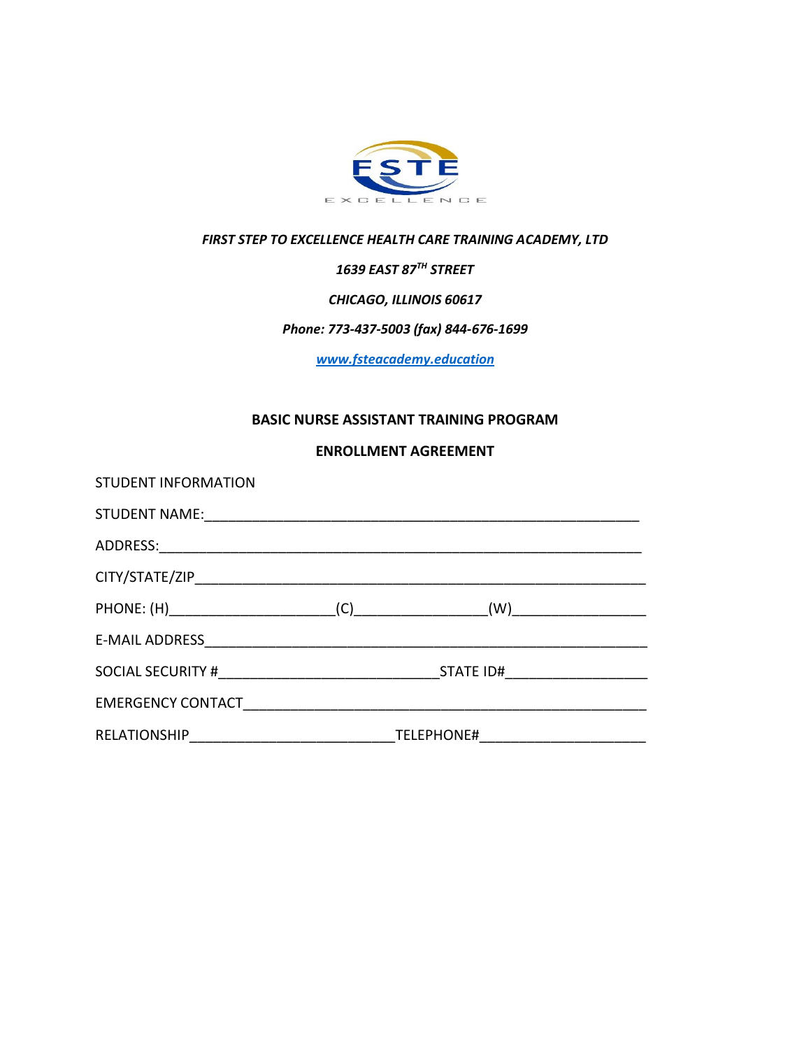FSTE

EXCELLENCE

***FIRST STEP TO EXCELLENCE HEALTH CARE TRAINING ACADEMY, LTD***

***1639 EAST 87TH STREET***

***CHICAGO, ILLINOIS 60617***

***Phone: 773-437-5003 (fax) 844-676-1699***

***www.fsteacademy.education***

**BASIC NURSE ASSISTANT TRAINING PROGRAM**

**ENROLLMENT AGREEMENT**

STUDENT INFORMATION

STUDENT NAME:_______________________________________________________

ADDRESS:___________________________________________________________

CITY/STATE/ZIP_______________________________________________________

PHONE: (H)____________________(C)_______________(W)________________

E-MAIL ADDRESS______________________________________________________

SOCIAL SECURITY #_________________________STATE ID#_________________

EMERGENCY CONTACT___________________________________________________

RELATIONSHIP________________________TELEPHONE#____________________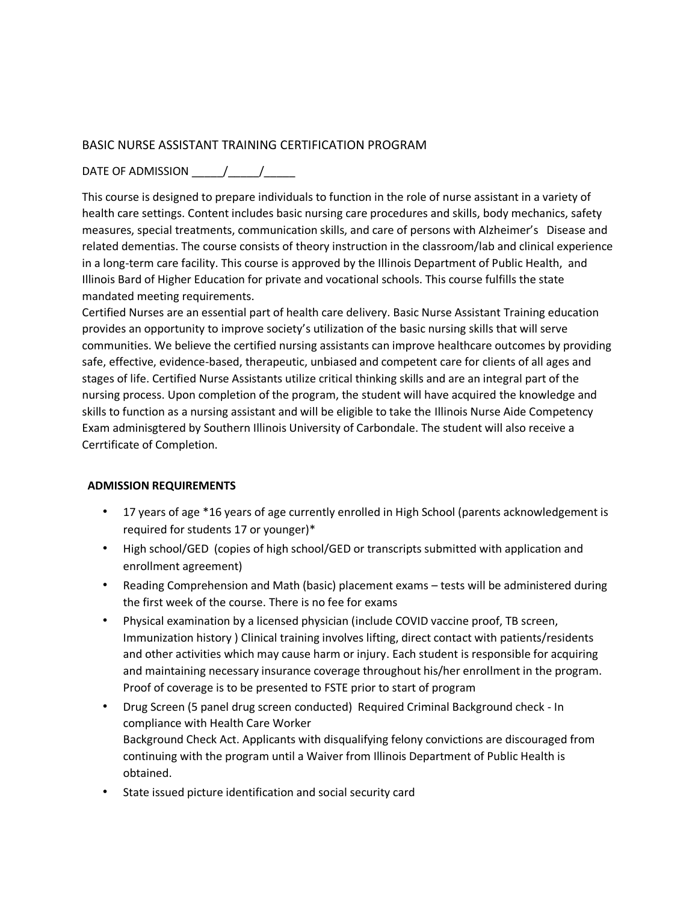## BASIC NURSE ASSISTANT TRAINING CERTIFICATION PROGRAM

DATE OF ADMISSION _____/_____/_____

This course is designed to prepare individuals to function in the role of nurse assistant in a variety of health care settings. Content includes basic nursing care procedures and skills, body mechanics, safety measures, special treatments, communication skills, and care of persons with Alzheimer's Disease and related dementias. The course consists of theory instruction in the classroom/lab and clinical experience in a long-term care facility. This course is approved by the Illinois Department of Public Health, and Illinois Bard of Higher Education for private and vocational schools. This course fulfills the state mandated meeting requirements.
Certified Nurses are an essential part of health care delivery. Basic Nurse Assistant Training education provides an opportunity to improve society's utilization of the basic nursing skills that will serve communities. We believe the certified nursing assistants can improve healthcare outcomes by providing safe, effective, evidence-based, therapeutic, unbiased and competent care for clients of all ages and stages of life. Certified Nurse Assistants utilize critical thinking skills and are an integral part of the nursing process. Upon completion of the program, the student will have acquired the knowledge and skills to function as a nursing assistant and will be eligible to take the Illinois Nurse Aide Competency Exam adminisgtered by Southern Illinois University of Carbondale. The student will also receive a Cerrtificate of Completion.

### ADMISSION REQUIREMENTS

- 17 years of age *16 years of age currently enrolled in High School (parents acknowledgement is required for students 17 or younger)*
- High school/GED (copies of high school/GED or transcripts submitted with application and enrollment agreement)
- Reading Comprehension and Math (basic) placement exams – tests will be administered during the first week of the course. There is no fee for exams
- Physical examination by a licensed physician (include COVID vaccine proof, TB screen, Immunization history ) Clinical training involves lifting, direct contact with patients/residents and other activities which may cause harm or injury. Each student is responsible for acquiring and maintaining necessary insurance coverage throughout his/her enrollment in the program. Proof of coverage is to be presented to FSTE prior to start of program
- Drug Screen (5 panel drug screen conducted) Required Criminal Background check - In compliance with Health Care Worker Background Check Act. Applicants with disqualifying felony convictions are discouraged from continuing with the program until a Waiver from Illinois Department of Public Health is obtained.
- State issued picture identification and social security card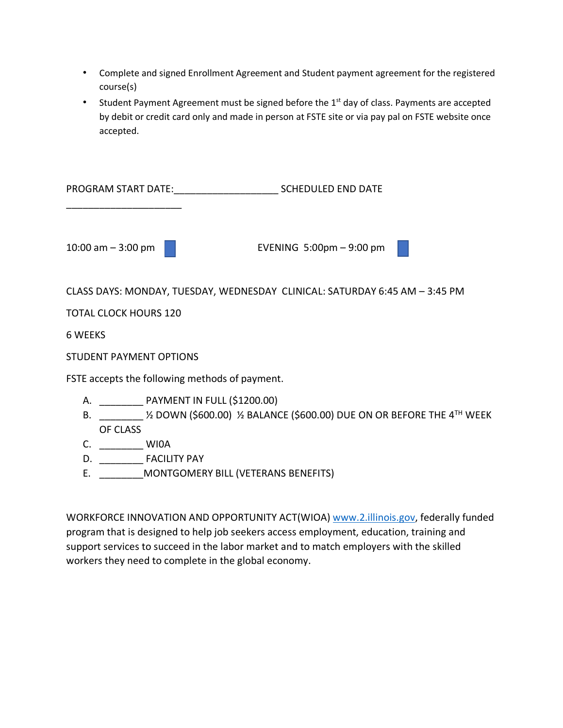- Complete and signed Enrollment Agreement and Student payment agreement for the registered course(s)
- Student Payment Agreement must be signed before the 1st day of class. Payments are accepted by debit or credit card only and made in person at FSTE site or via pay pal on FSTE website once accepted.

PROGRAM START DATE:___________________ SCHEDULED END DATE _____________________

10:00 am – 3:00 pm ☐ EVENING 5:00pm – 9:00 pm ☐

CLASS DAYS: MONDAY, TUESDAY, WEDNESDAY CLINICAL: SATURDAY 6:45 AM – 3:45 PM

TOTAL CLOCK HOURS 120

6 WEEKS

STUDENT PAYMENT OPTIONS

FSTE accepts the following methods of payment.

A. ________ PAYMENT IN FULL ($1200.00)
B. ________ ½ DOWN ($600.00) ½ BALANCE ($600.00) DUE ON OR BEFORE THE 4TH WEEK OF CLASS
C. ________ WI0A
D. ________ FACILITY PAY
E. ________MONTGOMERY BILL (VETERANS BENEFITS)

WORKFORCE INNOVATION AND OPPORTUNITY ACT(WIOA) www.2.illinois.gov, federally funded program that is designed to help job seekers access employment, education, training and support services to succeed in the labor market and to match employers with the skilled workers they need to complete in the global economy.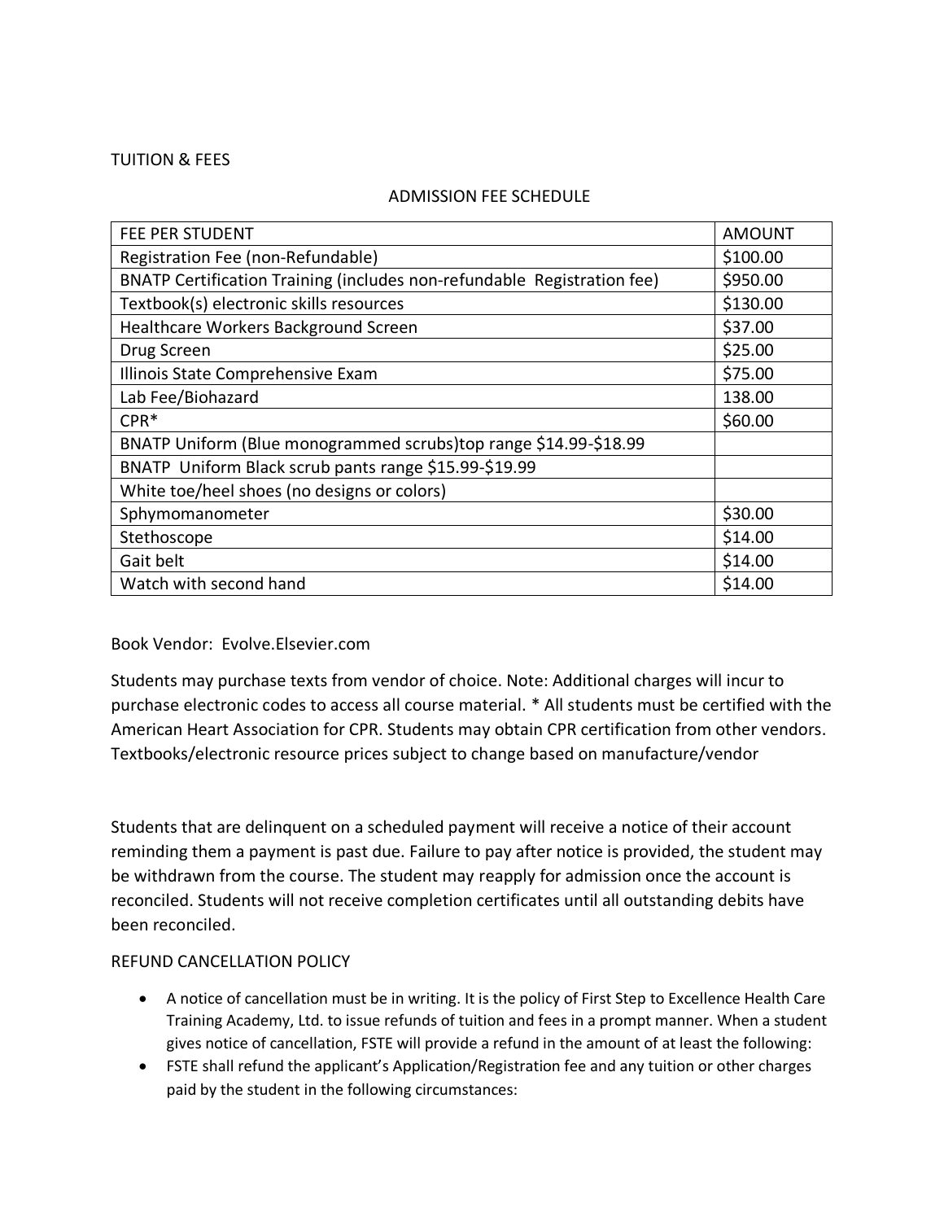TUITION & FEES

ADMISSION FEE SCHEDULE

| FEE PER STUDENT | AMOUNT |
| --- | --- |
| Registration Fee (non-Refundable) | $100.00 |
| BNATP Certification Training (includes non-refundable Registration fee) | $950.00 |
| Textbook(s) electronic skills resources | $130.00 |
| Healthcare Workers Background Screen | $37.00 |
| Drug Screen | $25.00 |
| Illinois State Comprehensive Exam | $75.00 |
| Lab Fee/Biohazard | 138.00 |
| CPR* | $60.00 |
| BNATP Uniform (Blue monogrammed scrubs)top range $14.99-$18.99 | |
| BNATP Uniform Black scrub pants range $15.99-$19.99 | |
| White toe/heel shoes (no designs or colors) | |
| Sphymomanometer | $30.00 |
| Stethoscope | $14.00 |
| Gait belt | $14.00 |
| Watch with second hand | $14.00 |

Book Vendor: Evolve.Elsevier.com

Students may purchase texts from vendor of choice. Note: Additional charges will incur to purchase electronic codes to access all course material. * All students must be certified with the American Heart Association for CPR. Students may obtain CPR certification from other vendors. Textbooks/electronic resource prices subject to change based on manufacture/vendor

Students that are delinquent on a scheduled payment will receive a notice of their account reminding them a payment is past due. Failure to pay after notice is provided, the student may be withdrawn from the course. The student may reapply for admission once the account is reconciled. Students will not receive completion certificates until all outstanding debits have been reconciled.

REFUND CANCELLATION POLICY

- A notice of cancellation must be in writing. It is the policy of First Step to Excellence Health Care Training Academy, Ltd. to issue refunds of tuition and fees in a prompt manner. When a student gives notice of cancellation, FSTE will provide a refund in the amount of at least the following:
- FSTE shall refund the applicant's Application/Registration fee and any tuition or other charges paid by the student in the following circumstances: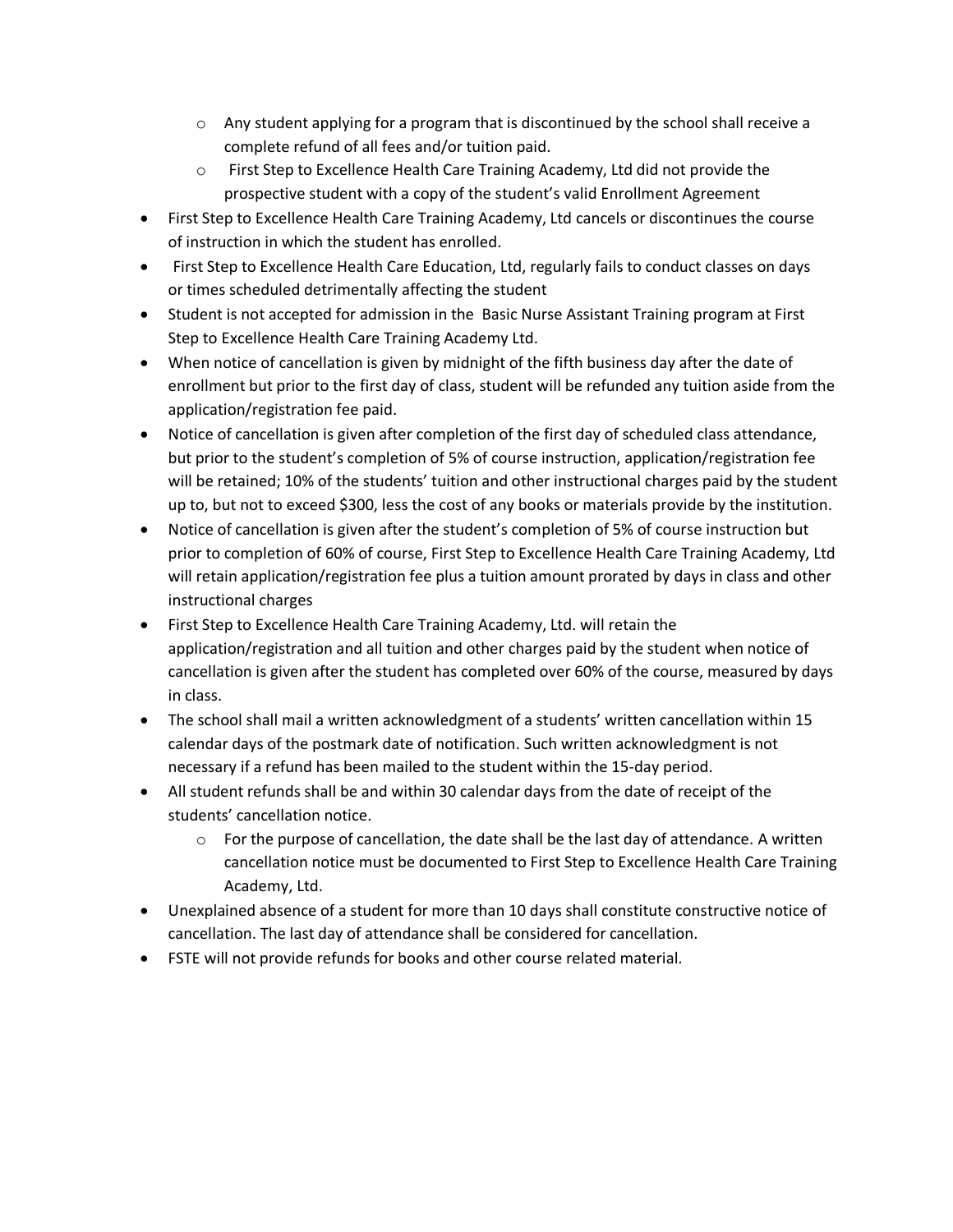- Any student applying for a program that is discontinued by the school shall receive a complete refund of all fees and/or tuition paid.
  - First Step to Excellence Health Care Training Academy, Ltd did not provide the prospective student with a copy of the student's valid Enrollment Agreement
- First Step to Excellence Health Care Training Academy, Ltd cancels or discontinues the course of instruction in which the student has enrolled.
- First Step to Excellence Health Care Education, Ltd, regularly fails to conduct classes on days or times scheduled detrimentally affecting the student
- Student is not accepted for admission in the Basic Nurse Assistant Training program at First Step to Excellence Health Care Training Academy Ltd.
- When notice of cancellation is given by midnight of the fifth business day after the date of enrollment but prior to the first day of class, student will be refunded any tuition aside from the application/registration fee paid.
- Notice of cancellation is given after completion of the first day of scheduled class attendance, but prior to the student's completion of 5% of course instruction, application/registration fee will be retained; 10% of the students' tuition and other instructional charges paid by the student up to, but not to exceed $300, less the cost of any books or materials provide by the institution.
- Notice of cancellation is given after the student's completion of 5% of course instruction but prior to completion of 60% of course, First Step to Excellence Health Care Training Academy, Ltd will retain application/registration fee plus a tuition amount prorated by days in class and other instructional charges
- First Step to Excellence Health Care Training Academy, Ltd. will retain the application/registration and all tuition and other charges paid by the student when notice of cancellation is given after the student has completed over 60% of the course, measured by days in class.
- The school shall mail a written acknowledgment of a students' written cancellation within 15 calendar days of the postmark date of notification. Such written acknowledgment is not necessary if a refund has been mailed to the student within the 15-day period.
- All student refunds shall be and within 30 calendar days from the date of receipt of the students' cancellation notice.
  - For the purpose of cancellation, the date shall be the last day of attendance. A written cancellation notice must be documented to First Step to Excellence Health Care Training Academy, Ltd.
- Unexplained absence of a student for more than 10 days shall constitute constructive notice of cancellation. The last day of attendance shall be considered for cancellation.
- FSTE will not provide refunds for books and other course related material.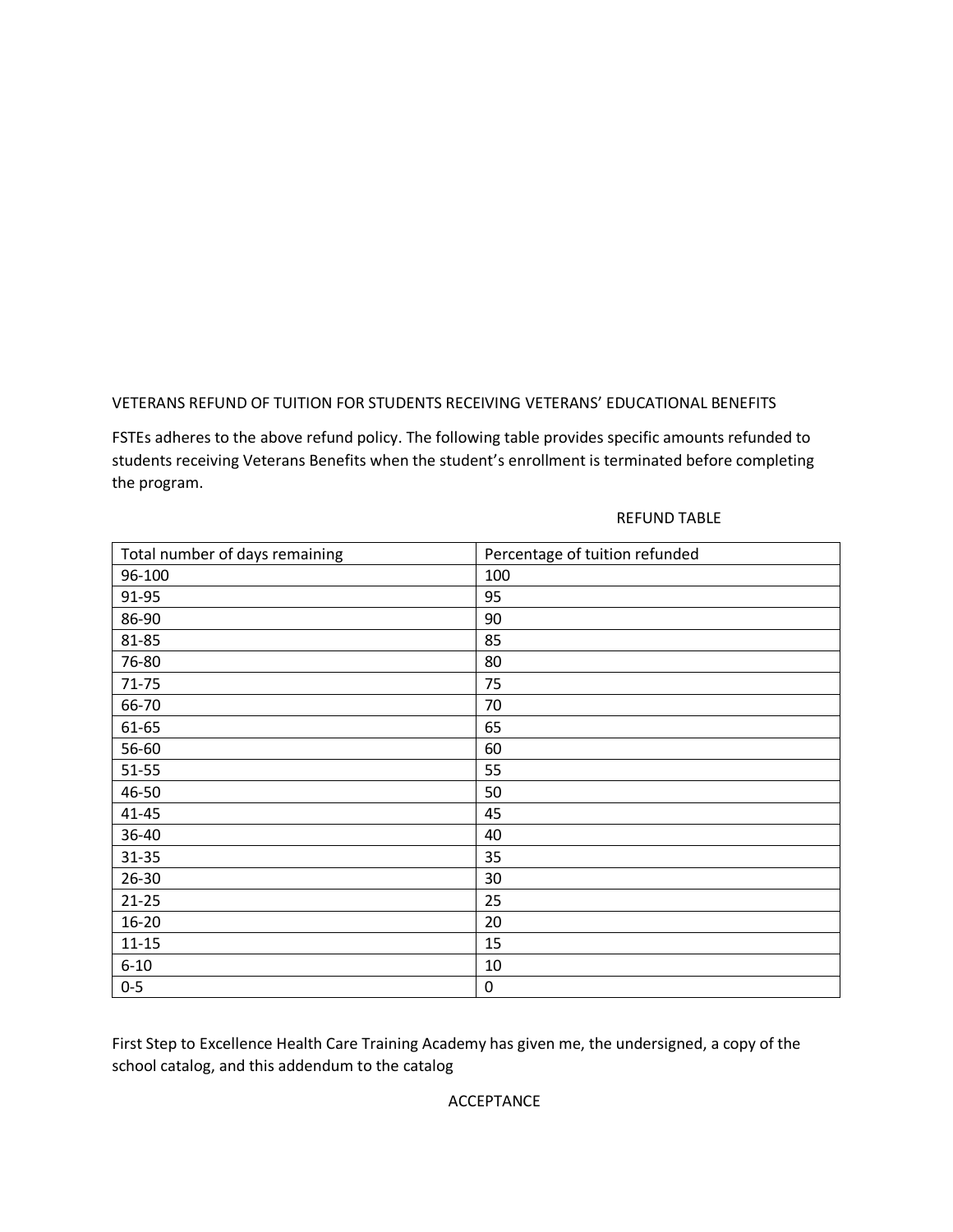VETERANS REFUND OF TUITION FOR STUDENTS RECEIVING VETERANS' EDUCATIONAL BENEFITS

FSTEs adheres to the above refund policy. The following table provides specific amounts refunded to students receiving Veterans Benefits when the student's enrollment is terminated before completing the program.

REFUND TABLE

| Total number of days remaining | Percentage of tuition refunded |
|---|---|
| 96-100 | 100 |
| 91-95 | 95 |
| 86-90 | 90 |
| 81-85 | 85 |
| 76-80 | 80 |
| 71-75 | 75 |
| 66-70 | 70 |
| 61-65 | 65 |
| 56-60 | 60 |
| 51-55 | 55 |
| 46-50 | 50 |
| 41-45 | 45 |
| 36-40 | 40 |
| 31-35 | 35 |
| 26-30 | 30 |
| 21-25 | 25 |
| 16-20 | 20 |
| 11-15 | 15 |
| 6-10 | 10 |
| 0-5 | 0 |

First Step to Excellence Health Care Training Academy has given me, the undersigned, a copy of the school catalog, and this addendum to the catalog

ACCEPTANCE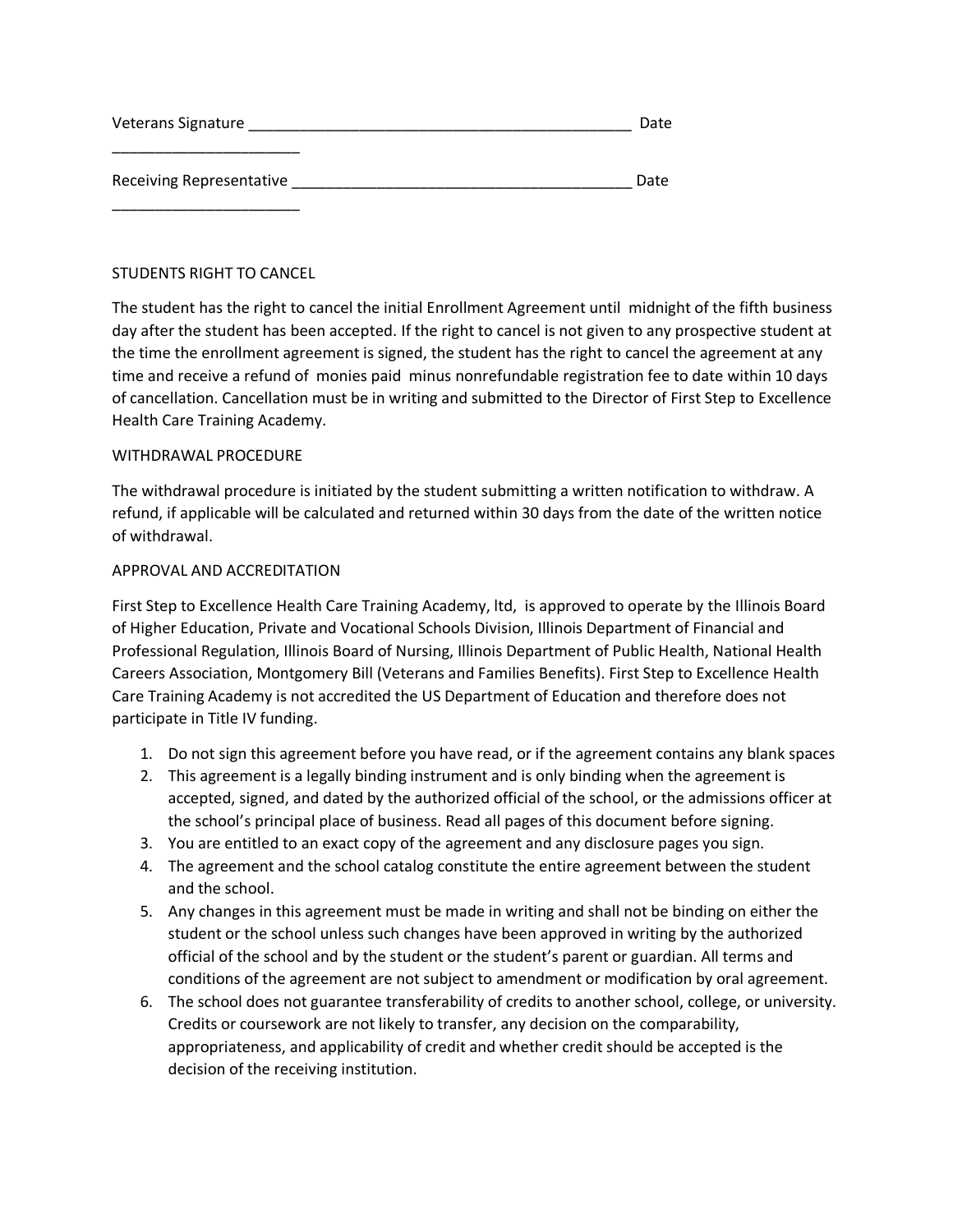Veterans Signature _______________________________________________ Date ______________________

Receiving Representative _________________________________________ Date ______________________

STUDENTS RIGHT TO CANCEL

The student has the right to cancel the initial Enrollment Agreement until midnight of the fifth business day after the student has been accepted. If the right to cancel is not given to any prospective student at the time the enrollment agreement is signed, the student has the right to cancel the agreement at any time and receive a refund of monies paid minus nonrefundable registration fee to date within 10 days of cancellation. Cancellation must be in writing and submitted to the Director of First Step to Excellence Health Care Training Academy.

WITHDRAWAL PROCEDURE

The withdrawal procedure is initiated by the student submitting a written notification to withdraw. A refund, if applicable will be calculated and returned within 30 days from the date of the written notice of withdrawal.

APPROVAL AND ACCREDITATION

First Step to Excellence Health Care Training Academy, ltd, is approved to operate by the Illinois Board of Higher Education, Private and Vocational Schools Division, Illinois Department of Financial and Professional Regulation, Illinois Board of Nursing, Illinois Department of Public Health, National Health Careers Association, Montgomery Bill (Veterans and Families Benefits). First Step to Excellence Health Care Training Academy is not accredited the US Department of Education and therefore does not participate in Title IV funding.

1. Do not sign this agreement before you have read, or if the agreement contains any blank spaces
2. This agreement is a legally binding instrument and is only binding when the agreement is accepted, signed, and dated by the authorized official of the school, or the admissions officer at the school's principal place of business. Read all pages of this document before signing.
3. You are entitled to an exact copy of the agreement and any disclosure pages you sign.
4. The agreement and the school catalog constitute the entire agreement between the student and the school.
5. Any changes in this agreement must be made in writing and shall not be binding on either the student or the school unless such changes have been approved in writing by the authorized official of the school and by the student or the student's parent or guardian. All terms and conditions of the agreement are not subject to amendment or modification by oral agreement.
6. The school does not guarantee transferability of credits to another school, college, or university. Credits or coursework are not likely to transfer, any decision on the comparability, appropriateness, and applicability of credit and whether credit should be accepted is the decision of the receiving institution.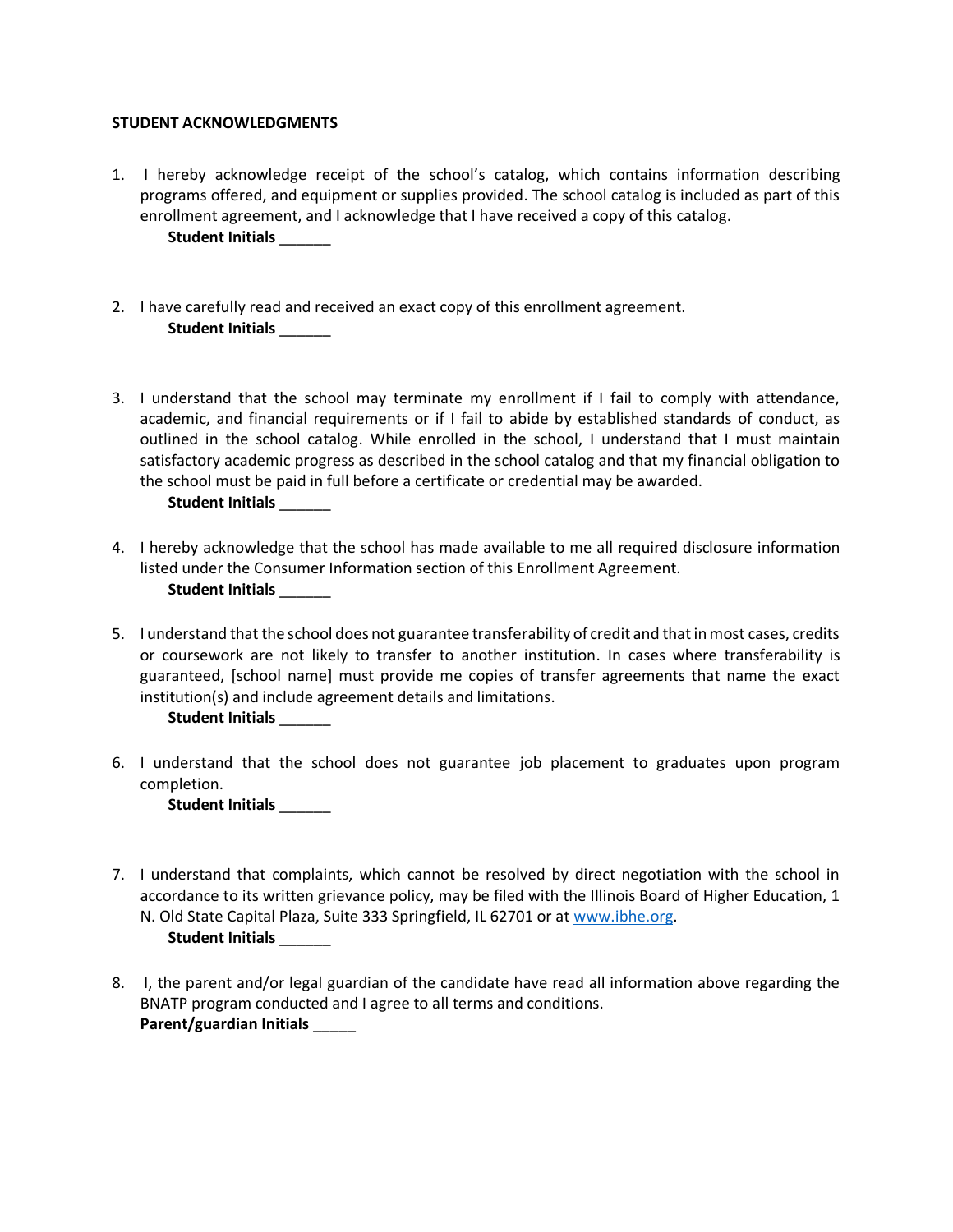**STUDENT ACKNOWLEDGMENTS**

1. I hereby acknowledge receipt of the school's catalog, which contains information describing programs offered, and equipment or supplies provided. The school catalog is included as part of this enrollment agreement, and I acknowledge that I have received a copy of this catalog.
   **Student Initials** ______

2. I have carefully read and received an exact copy of this enrollment agreement.
   **Student Initials** ______

3. I understand that the school may terminate my enrollment if I fail to comply with attendance, academic, and financial requirements or if I fail to abide by established standards of conduct, as outlined in the school catalog. While enrolled in the school, I understand that I must maintain satisfactory academic progress as described in the school catalog and that my financial obligation to the school must be paid in full before a certificate or credential may be awarded.
   **Student Initials** ______

4. I hereby acknowledge that the school has made available to me all required disclosure information listed under the Consumer Information section of this Enrollment Agreement.
   **Student Initials** ______

5. I understand that the school does not guarantee transferability of credit and that in most cases, credits or coursework are not likely to transfer to another institution. In cases where transferability is guaranteed, [school name] must provide me copies of transfer agreements that name the exact institution(s) and include agreement details and limitations.
   **Student Initials** ______

6. I understand that the school does not guarantee job placement to graduates upon program completion.
   **Student Initials** ______

7. I understand that complaints, which cannot be resolved by direct negotiation with the school in accordance to its written grievance policy, may be filed with the Illinois Board of Higher Education, 1 N. Old State Capital Plaza, Suite 333 Springfield, IL 62701 or at [www.ibhe.org](http://www.ibhe.org).
   **Student Initials** ______

8. I, the parent and/or legal guardian of the candidate have read all information above regarding the BNATP program conducted and I agree to all terms and conditions.
   **Parent/guardian Initials** _____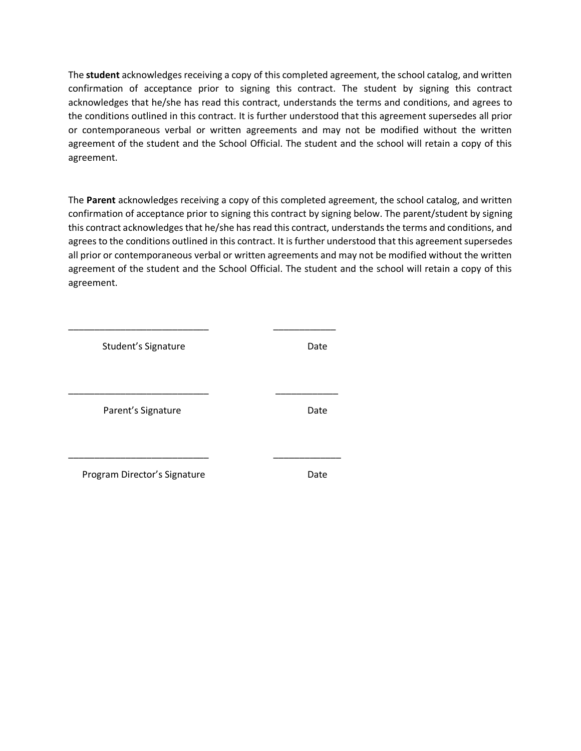The **student** acknowledges receiving a copy of this completed agreement, the school catalog, and written confirmation of acceptance prior to signing this contract. The student by signing this contract acknowledges that he/she has read this contract, understands the terms and conditions, and agrees to the conditions outlined in this contract. It is further understood that this agreement supersedes all prior or contemporaneous verbal or written agreements and may not be modified without the written agreement of the student and the School Official. The student and the school will retain a copy of this agreement.

The **Parent** acknowledges receiving a copy of this completed agreement, the school catalog, and written confirmation of acceptance prior to signing this contract by signing below. The parent/student by signing this contract acknowledges that he/she has read this contract, understands the terms and conditions, and agrees to the conditions outlined in this contract. It is further understood that this agreement supersedes all prior or contemporaneous verbal or written agreements and may not be modified without the written agreement of the student and the School Official. The student and the school will retain a copy of this agreement.

___________________________ ____________

Student's Signature Date

___________________________ ____________

Parent's Signature Date

___________________________ _____________

Program Director's Signature Date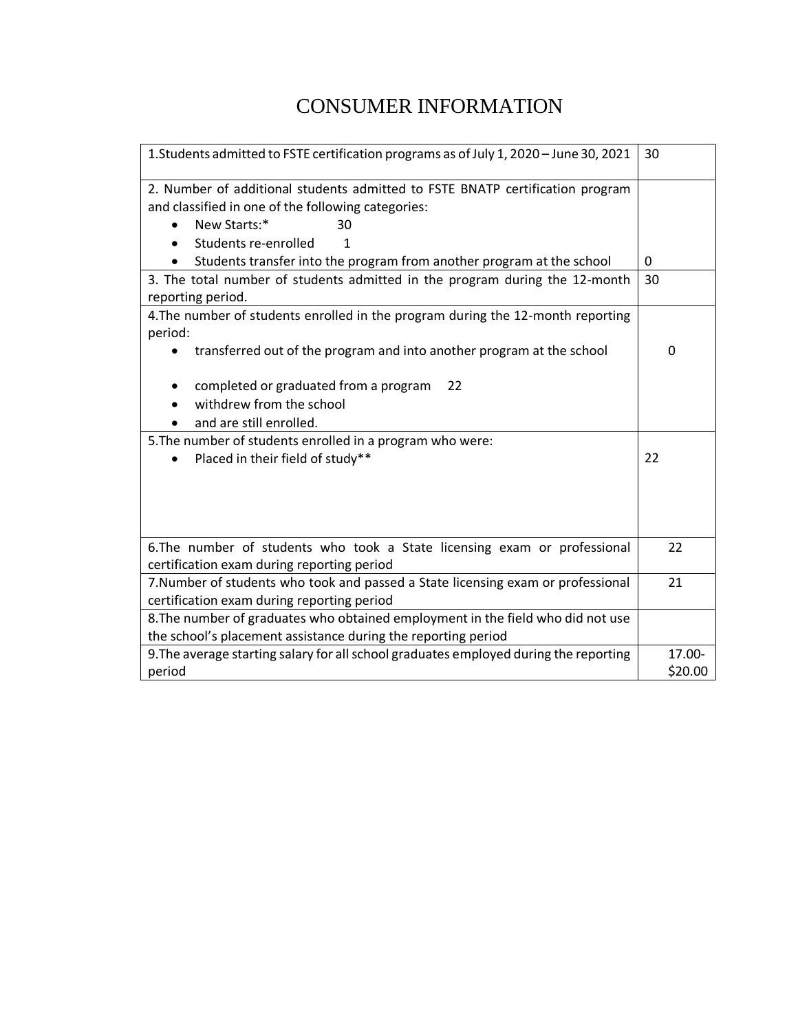# CONSUMER INFORMATION

| | |
|---|---|
| 1.Students admitted to FSTE certification programs as of July 1, 2020 – June 30, 2021 | 30 |
| 2. Number of additional students admitted to FSTE BNATP certification program and classified in one of the following categories:<br>• New Starts:* 30<br>• Students re-enrolled 1<br>• Students transfer into the program from another program at the school | 0 |
| 3. The total number of students admitted in the program during the 12-month reporting period. | 30 |
| 4.The number of students enrolled in the program during the 12-month reporting period:<br>• transferred out of the program and into another program at the school<br>• completed or graduated from a program 22<br>• withdrew from the school<br>• and are still enrolled. | 0 |
| 5.The number of students enrolled in a program who were:<br>• Placed in their field of study** | 22 |
| 6.The number of students who took a State licensing exam or professional certification exam during reporting period | 22 |
| 7.Number of students who took and passed a State licensing exam or professional certification exam during reporting period | 21 |
| 8.The number of graduates who obtained employment in the field who did not use the school's placement assistance during the reporting period | |
| 9.The average starting salary for all school graduates employed during the reporting period | 17.00-$20.00 |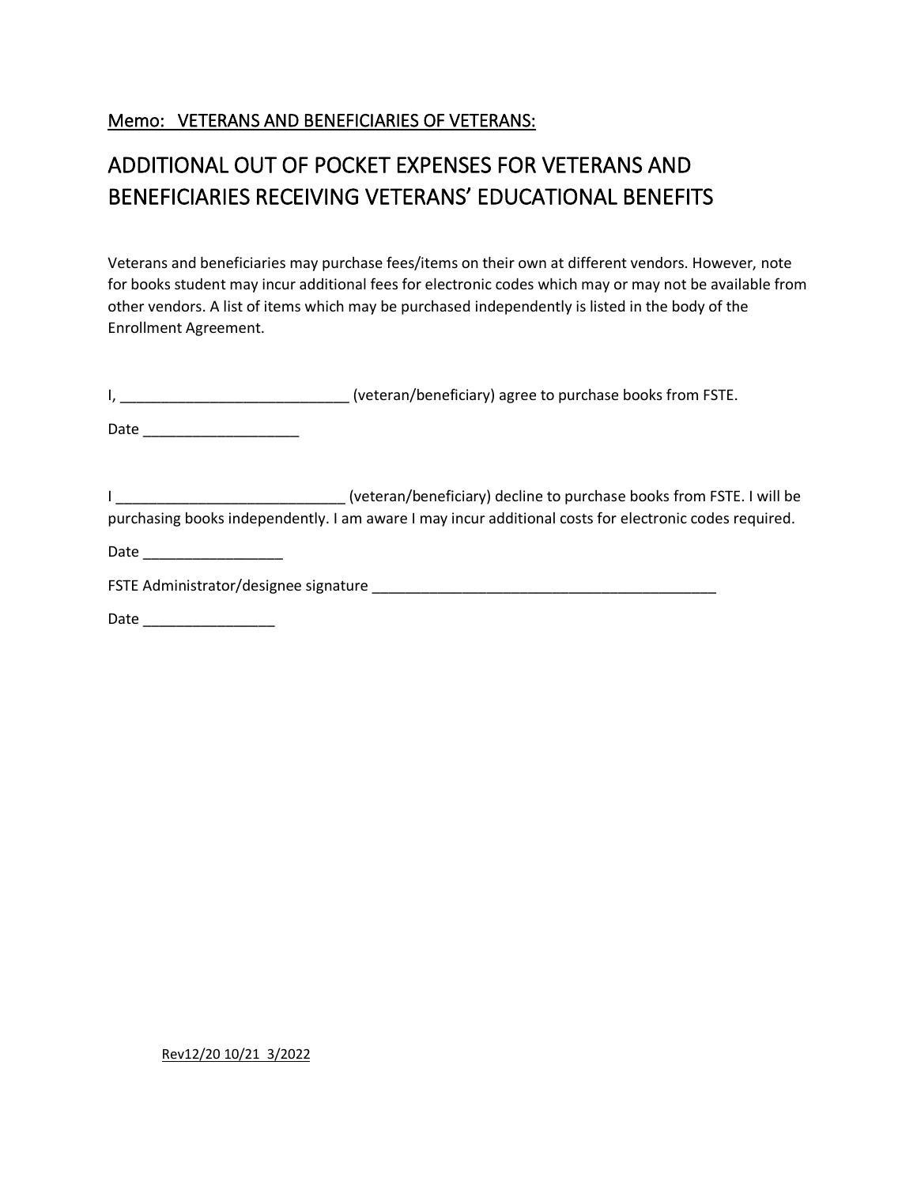Memo: VETERANS AND BENEFICIARIES OF VETERANS:

# ADDITIONAL OUT OF POCKET EXPENSES FOR VETERANS AND BENEFICIARIES RECEIVING VETERANS' EDUCATIONAL BENEFITS

Veterans and beneficiaries may purchase fees/items on their own at different vendors. However, note for books student may incur additional fees for electronic codes which may or may not be available from other vendors. A list of items which may be purchased independently is listed in the body of the Enrollment Agreement.

I, ____________________________ (veteran/beneficiary) agree to purchase books from FSTE.

Date ___________________

I ____________________________ (veteran/beneficiary) decline to purchase books from FSTE. I will be purchasing books independently. I am aware I may incur additional costs for electronic codes required.

Date _________________

FSTE Administrator/designee signature ___________________________________________

Date ________________

Rev12/20 10/21 3/2022